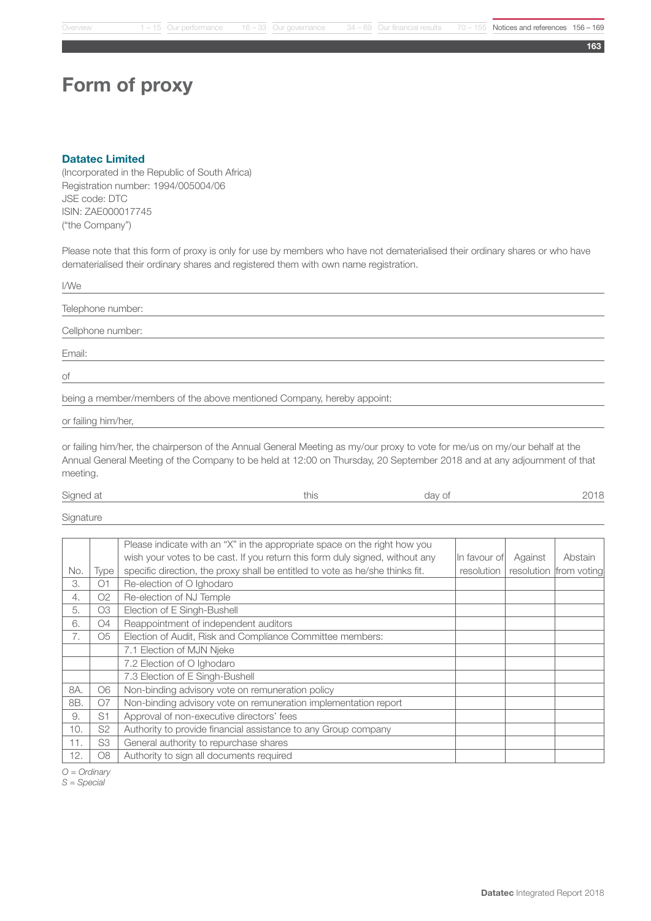# Form of proxy

**Datatec Limited**

(Incorporated in the Republic of South Africa)
Registration number: 1994/005004/06
JSE code: DTC
ISIN: ZAE000017745
("the Company")

Please note that this form of proxy is only for use by members who have not dematerialised their ordinary shares or who have dematerialised their ordinary shares and registered them with own name registration.

I/We

Telephone number:

Cellphone number:

Email:

of

being a member/members of the above mentioned Company, hereby appoint:

or failing him/her,

or failing him/her, the chairperson of the Annual General Meeting as my/our proxy to vote for me/us on my/our behalf at the Annual General Meeting of the Company to be held at 12:00 on Thursday, 20 September 2018 and at any adjournment of that meeting.

Signed at this day of 2018

Signature

| No. | Type | Please indicate with an "X" in the appropriate space on the right how you wish your votes to be cast. If you return this form duly signed, without any specific direction, the proxy shall be entitled to vote as he/she thinks fit. | In favour of resolution | Against resolution | Abstain from voting |
|---|---|---|---|---|---|
| 3. | O1 | Re-election of O Ighodaro | | | |
| 4. | O2 | Re-election of NJ Temple | | | |
| 5. | O3 | Election of E Singh-Bushell | | | |
| 6. | O4 | Reappointment of independent auditors | | | |
| 7. | O5 | Election of Audit, Risk and Compliance Committee members: | | | |
| | | 7.1 Election of MJN Njeke | | | |
| | | 7.2 Election of O Ighodaro | | | |
| | | 7.3 Election of E Singh-Bushell | | | |
| 8A. | O6 | Non-binding advisory vote on remuneration policy | | | |
| 8B. | O7 | Non-binding advisory vote on remuneration implementation report | | | |
| 9. | S1 | Approval of non-executive directors' fees | | | |
| 10. | S2 | Authority to provide financial assistance to any Group company | | | |
| 11. | S3 | General authority to repurchase shares | | | |
| 12. | O8 | Authority to sign all documents required | | | |

*O = Ordinary*
*S = Special*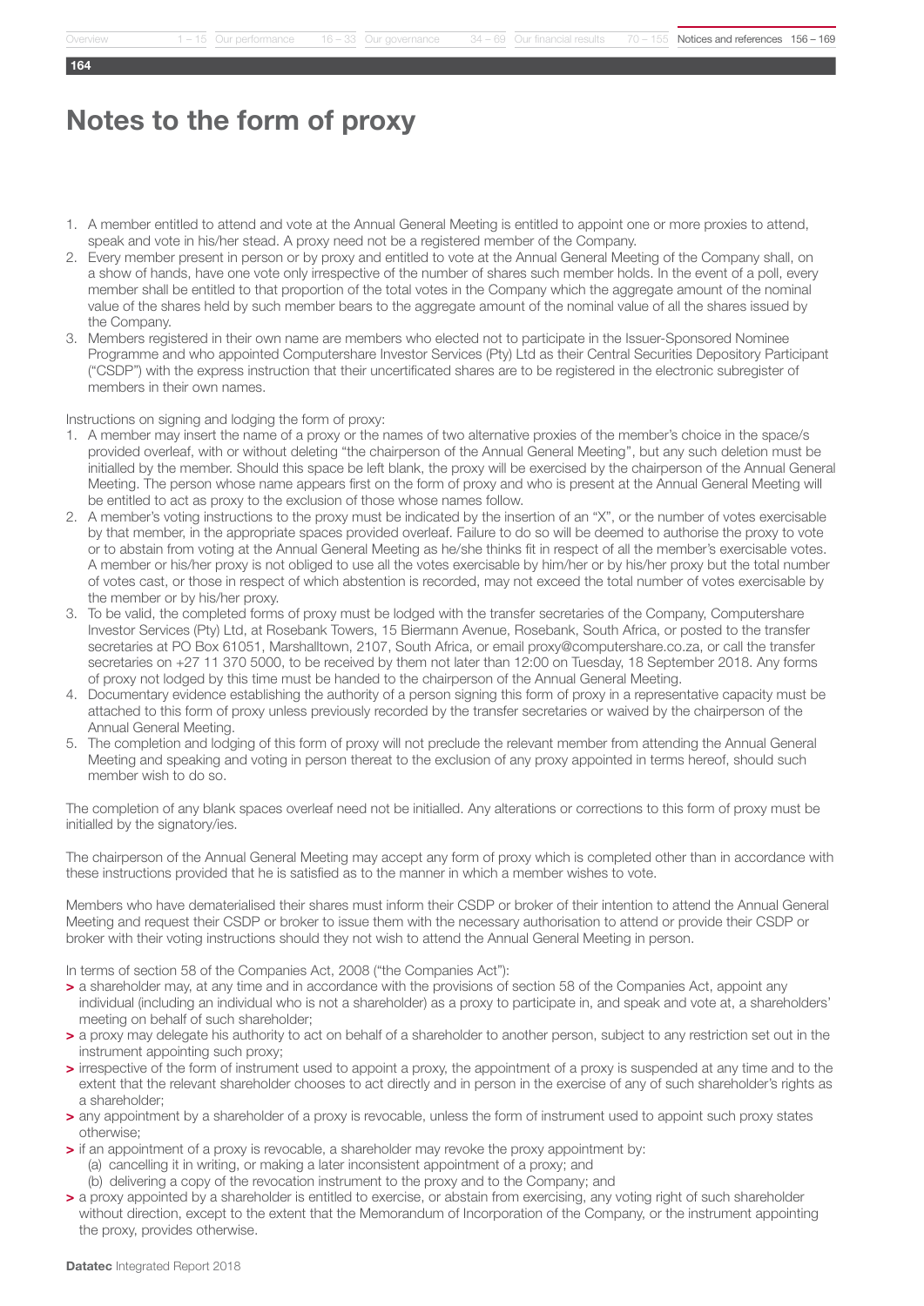# Notes to the form of proxy

1. A member entitled to attend and vote at the Annual General Meeting is entitled to appoint one or more proxies to attend, speak and vote in his/her stead. A proxy need not be a registered member of the Company.
2. Every member present in person or by proxy and entitled to vote at the Annual General Meeting of the Company shall, on a show of hands, have one vote only irrespective of the number of shares such member holds. In the event of a poll, every member shall be entitled to that proportion of the total votes in the Company which the aggregate amount of the nominal value of the shares held by such member bears to the aggregate amount of the nominal value of all the shares issued by the Company.
3. Members registered in their own name are members who elected not to participate in the Issuer-Sponsored Nominee Programme and who appointed Computershare Investor Services (Pty) Ltd as their Central Securities Depository Participant ("CSDP") with the express instruction that their uncertificated shares are to be registered in the electronic subregister of members in their own names.

Instructions on signing and lodging the form of proxy:

1. A member may insert the name of a proxy or the names of two alternative proxies of the member's choice in the space/s provided overleaf, with or without deleting "the chairperson of the Annual General Meeting", but any such deletion must be initialled by the member. Should this space be left blank, the proxy will be exercised by the chairperson of the Annual General Meeting. The person whose name appears first on the form of proxy and who is present at the Annual General Meeting will be entitled to act as proxy to the exclusion of those whose names follow.
2. A member's voting instructions to the proxy must be indicated by the insertion of an "X", or the number of votes exercisable by that member, in the appropriate spaces provided overleaf. Failure to do so will be deemed to authorise the proxy to vote or to abstain from voting at the Annual General Meeting as he/she thinks fit in respect of all the member's exercisable votes. A member or his/her proxy is not obliged to use all the votes exercisable by him/her or by his/her proxy but the total number of votes cast, or those in respect of which abstention is recorded, may not exceed the total number of votes exercisable by the member or by his/her proxy.
3. To be valid, the completed forms of proxy must be lodged with the transfer secretaries of the Company, Computershare Investor Services (Pty) Ltd, at Rosebank Towers, 15 Biermann Avenue, Rosebank, South Africa, or posted to the transfer secretaries at PO Box 61051, Marshalltown, 2107, South Africa, or email proxy@computershare.co.za, or call the transfer secretaries on +27 11 370 5000, to be received by them not later than 12:00 on Tuesday, 18 September 2018. Any forms of proxy not lodged by this time must be handed to the chairperson of the Annual General Meeting.
4. Documentary evidence establishing the authority of a person signing this form of proxy in a representative capacity must be attached to this form of proxy unless previously recorded by the transfer secretaries or waived by the chairperson of the Annual General Meeting.
5. The completion and lodging of this form of proxy will not preclude the relevant member from attending the Annual General Meeting and speaking and voting in person thereat to the exclusion of any proxy appointed in terms hereof, should such member wish to do so.

The completion of any blank spaces overleaf need not be initialled. Any alterations or corrections to this form of proxy must be initialled by the signatory/ies.

The chairperson of the Annual General Meeting may accept any form of proxy which is completed other than in accordance with these instructions provided that he is satisfied as to the manner in which a member wishes to vote.

Members who have dematerialised their shares must inform their CSDP or broker of their intention to attend the Annual General Meeting and request their CSDP or broker to issue them with the necessary authorisation to attend or provide their CSDP or broker with their voting instructions should they not wish to attend the Annual General Meeting in person.

In terms of section 58 of the Companies Act, 2008 ("the Companies Act"):

- a shareholder may, at any time and in accordance with the provisions of section 58 of the Companies Act, appoint any individual (including an individual who is not a shareholder) as a proxy to participate in, and speak and vote at, a shareholders' meeting on behalf of such shareholder;
- a proxy may delegate his authority to act on behalf of a shareholder to another person, subject to any restriction set out in the instrument appointing such proxy;
- irrespective of the form of instrument used to appoint a proxy, the appointment of a proxy is suspended at any time and to the extent that the relevant shareholder chooses to act directly and in person in the exercise of any of such shareholder's rights as a shareholder;
- any appointment by a shareholder of a proxy is revocable, unless the form of instrument used to appoint such proxy states otherwise;
- if an appointment of a proxy is revocable, a shareholder may revoke the proxy appointment by:
  (a) cancelling it in writing, or making a later inconsistent appointment of a proxy; and
  (b) delivering a copy of the revocation instrument to the proxy and to the Company; and
- a proxy appointed by a shareholder is entitled to exercise, or abstain from exercising, any voting right of such shareholder without direction, except to the extent that the Memorandum of Incorporation of the Company, or the instrument appointing the proxy, provides otherwise.